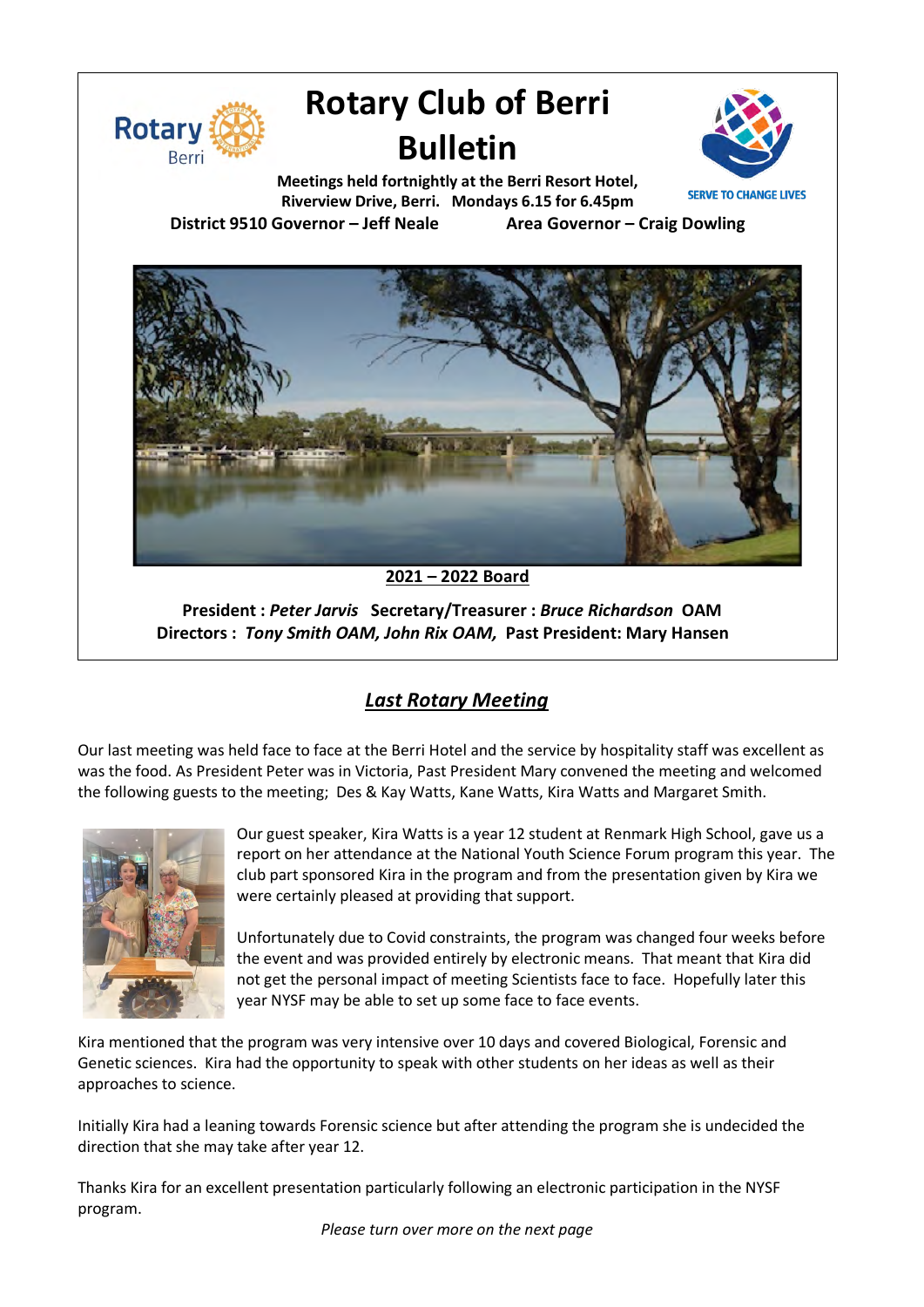# Rotary Club of Berri Bulletin

**Meetings held fortnightly at the Berri Resort Hotel, Riverview Drive, Berri. Mondays 6.15 for 6.45pm**

SERVE TO CHANGE LIVES

**District 9510 Governor – Jeff Neale**　　**Area Governor – Craig Dowling**

**2021 – 2022 Board**

**President :** ***Peter Jarvis*** **Secretary/Treasurer :** ***Bruce Richardson*** **OAM**
**Directors :** ***Tony Smith OAM, John Rix OAM,*** **Past President: Mary Hansen**

## *Last Rotary Meeting*

Our last meeting was held face to face at the Berri Hotel and the service by hospitality staff was excellent as was the food. As President Peter was in Victoria, Past President Mary convened the meeting and welcomed the following guests to the meeting; Des & Kay Watts, Kane Watts, Kira Watts and Margaret Smith.

Our guest speaker, Kira Watts is a year 12 student at Renmark High School, gave us a report on her attendance at the National Youth Science Forum program this year. The club part sponsored Kira in the program and from the presentation given by Kira we were certainly pleased at providing that support.

Unfortunately due to Covid constraints, the program was changed four weeks before the event and was provided entirely by electronic means. That meant that Kira did not get the personal impact of meeting Scientists face to face. Hopefully later this year NYSF may be able to set up some face to face events.

Kira mentioned that the program was very intensive over 10 days and covered Biological, Forensic and Genetic sciences. Kira had the opportunity to speak with other students on her ideas as well as their approaches to science.

Initially Kira had a leaning towards Forensic science but after attending the program she is undecided the direction that she may take after year 12.

Thanks Kira for an excellent presentation particularly following an electronic participation in the NYSF program.

*Please turn over more on the next page*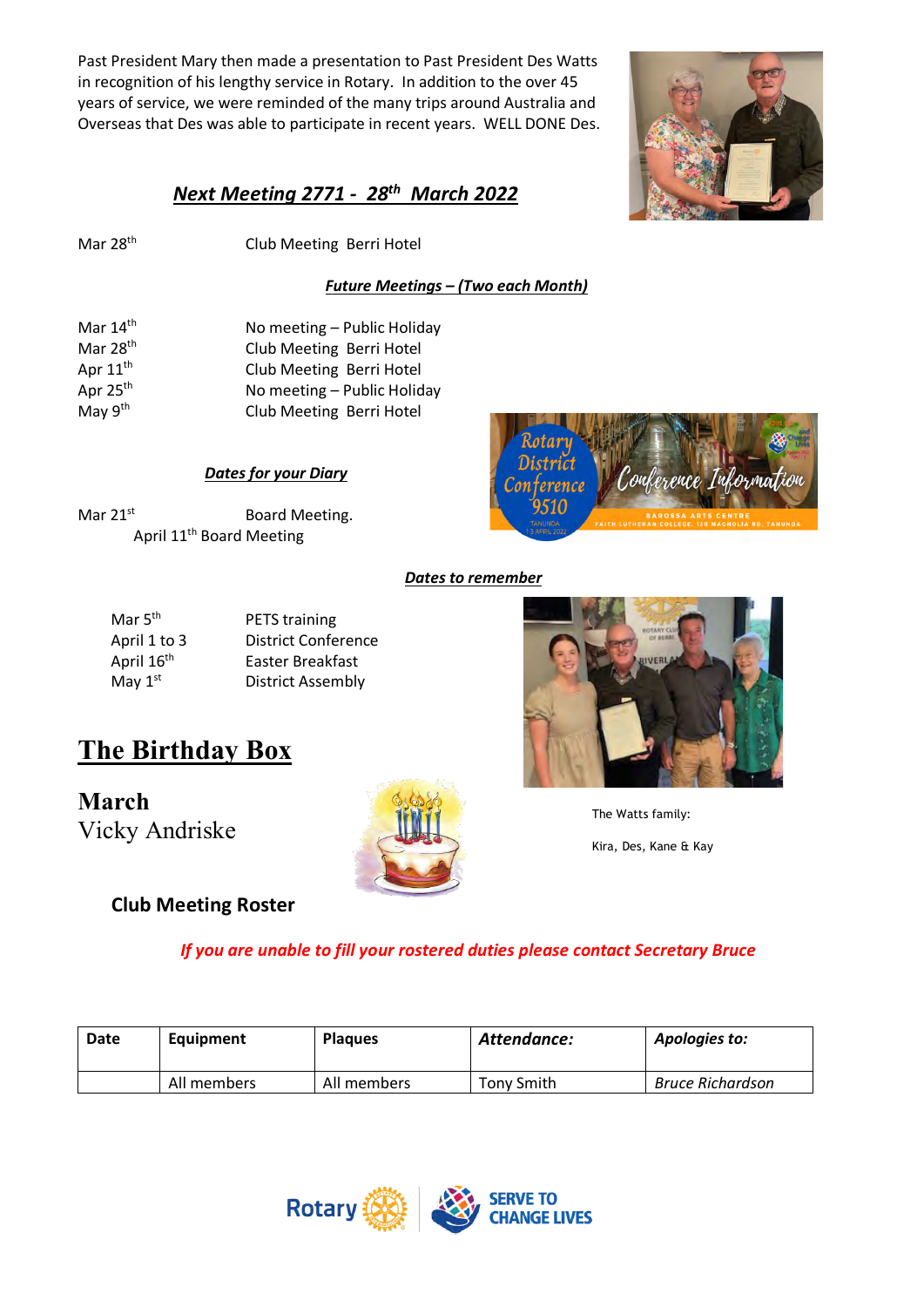Past President Mary then made a presentation to Past President Des Watts in recognition of his lengthy service in Rotary. In addition to the over 45 years of service, we were reminded of the many trips around Australia and Overseas that Des was able to participate in recent years. WELL DONE Des.

## ***Next Meeting 2771 - 28th March 2022***

| | |
|---|---|
| Mar 28th | Club Meeting Berri Hotel |

***Future Meetings – (Two each Month)***

| | |
|---|---|
| Mar 14th | No meeting – Public Holiday |
| Mar 28th | Club Meeting Berri Hotel |
| Apr 11th | Club Meeting Berri Hotel |
| Apr 25th | No meeting – Public Holiday |
| May 9th | Club Meeting Berri Hotel |

***Dates for your Diary***

Mar 21st Board Meeting.
April 11th Board Meeting

***Dates to remember***

| | |
|---|---|
| Mar 5th | PETS training |
| April 1 to 3 | District Conference |
| April 16th | Easter Breakfast |
| May 1st | District Assembly |

The Watts family:

Kira, Des, Kane & Kay

# The Birthday Box

**March**
Vicky Andriske

### Club Meeting Roster

***If you are unable to fill your rostered duties please contact Secretary Bruce***

| Date | Equipment | Plaques | *Attendance:* | *Apologies to:* |
|---|---|---|---|---|
| | All members | All members | Tony Smith | *Bruce Richardson* |